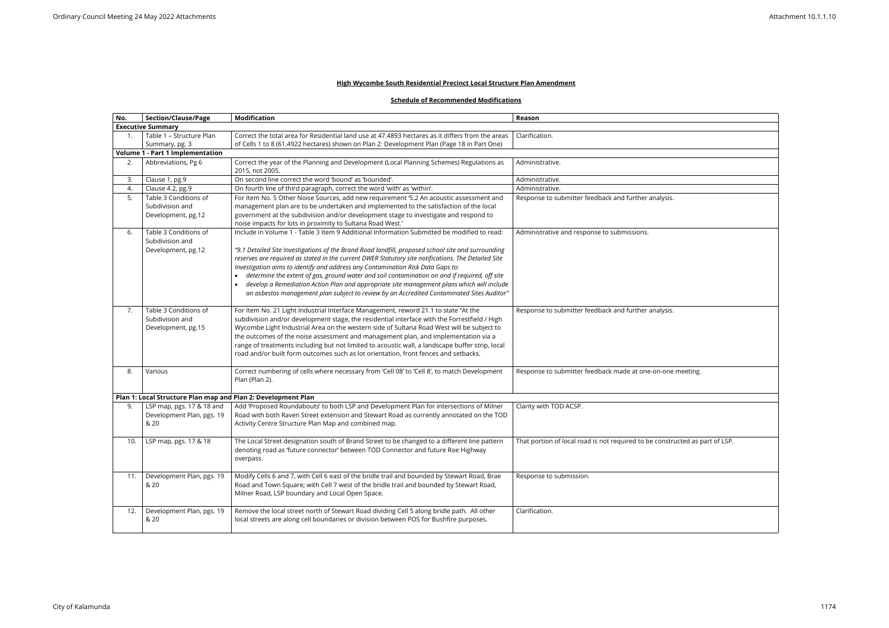**High Wycombe South Residential Precinct Local Structure Plan Amendment**

**Schedule of Recommended Modifications**

| No. | Section/Clause/Page | Modification | Reason |
|---|---|---|---|
| **Executive Summary** | | | |
| 1. | Table 1 – Structure Plan Summary, pg. 3 | Correct the total area for Residential land use at 47.4893 hectares as it differs from the areas of Cells 1 to 8 (61.4922 hectares) shown on Plan 2: Development Plan (Page 18 in Part One) | Clarification. |
| **Volume 1 - Part 1 Implementation** | | | |
| 2. | Abbreviations, Pg 6 | Correct the year of the Planning and Development (Local Planning Schemes) Regulations as 2015, not 2005. | Administrative. |
| 3. | Clause 1, pg.9 | On second line correct the word 'bound' as 'bounded'. | Administrative. |
| 4. | Clause 4.2, pg.9 | On fourth line of third paragraph, correct the word 'with' as 'within'. | Administrative. |
| 5. | Table 3 Conditions of Subdivision and Development, pg.12 | For Item No. 5 Other Noise Sources, add new requirement '5.2 An acoustic assessment and management plan are to be undertaken and implemented to the satisfaction of the local government at the subdivision and/or development stage to investigate and respond to noise impacts for lots in proximity to Sultana Road West.' | Response to submitter feedback and further analysis. |
| 6. | Table 3 Conditions of Subdivision and Development, pg.12 | Include in Volume 1 - Table 3 Item 9 Additional Information Submitted be modified to read: *"9.1 Detailed Site Investigations of the Brand Road landfill, proposed school site and surrounding reserves are required as stated in the current DWER Statutory site notifications. The Detailed Site Investigation aims to identify and address any Contamination Risk Data Gaps to:* <br>• *determine the extent of gas, ground water and soil contamination on and if required, off site* <br>• *develop a Remediation Action Plan and appropriate site management plans which will include an asbestos management plan subject to review by an Accredited Contaminated Sites Auditor"* | Administrative and response to submissions. |
| 7. | Table 3 Conditions of Subdivision and Development, pg.15 | For Item No. 21 Light Industrial Interface Management, reword 21.1 to state "At the subdivision and/or development stage, the residential interface with the Forrestfield / High Wycombe Light Industrial Area on the western side of Sultana Road West will be subject to the outcomes of the noise assessment and management plan, and implementation via a range of treatments including but not limited to acoustic wall, a landscape buffer strip, local road and/or built form outcomes such as lot orientation, front fences and setbacks. | Response to submitter feedback and further analysis. |
| 8. | Various | Correct numbering of cells where necessary from 'Cell 08' to 'Cell 8', to match Development Plan (Plan 2). | Response to submitter feedback made at one-on-one meeting. |
| **Plan 1: Local Structure Plan map and Plan 2: Development Plan** | | | |
| 9. | LSP map, pgs. 17 & 18 and Development Plan, pgs. 19 & 20 | Add 'Proposed Roundabouts' to both LSP and Development Plan for intersections of Milner Road with both Raven Street extension and Stewart Road as currently annotated on the TOD Activity Centre Structure Plan Map and combined map. | Clarity with TOD ACSP. |
| 10. | LSP map, pgs. 17 & 18 | The Local Street designation south of Brand Street to be changed to a different line pattern denoting road as 'future connector' between TOD Connector and future Roe Highway overpass. | That portion of local road is not required to be constructed as part of LSP. |
| 11. | Development Plan, pgs. 19 & 20 | Modify Cells 6 and 7, with Cell 6 east of the bridle trail and bounded by Stewart Road, Brae Road and Town Square; with Cell 7 west of the bridle trail and bounded by Stewart Road, Milner Road, LSP boundary and Local Open Space. | Response to submission. |
| 12. | Development Plan, pgs. 19 & 20 | Remove the local street north of Stewart Road dividing Cell 5 along bridle path. All other local streets are along cell boundaries or division between POS for Bushfire purposes. | Clarification. |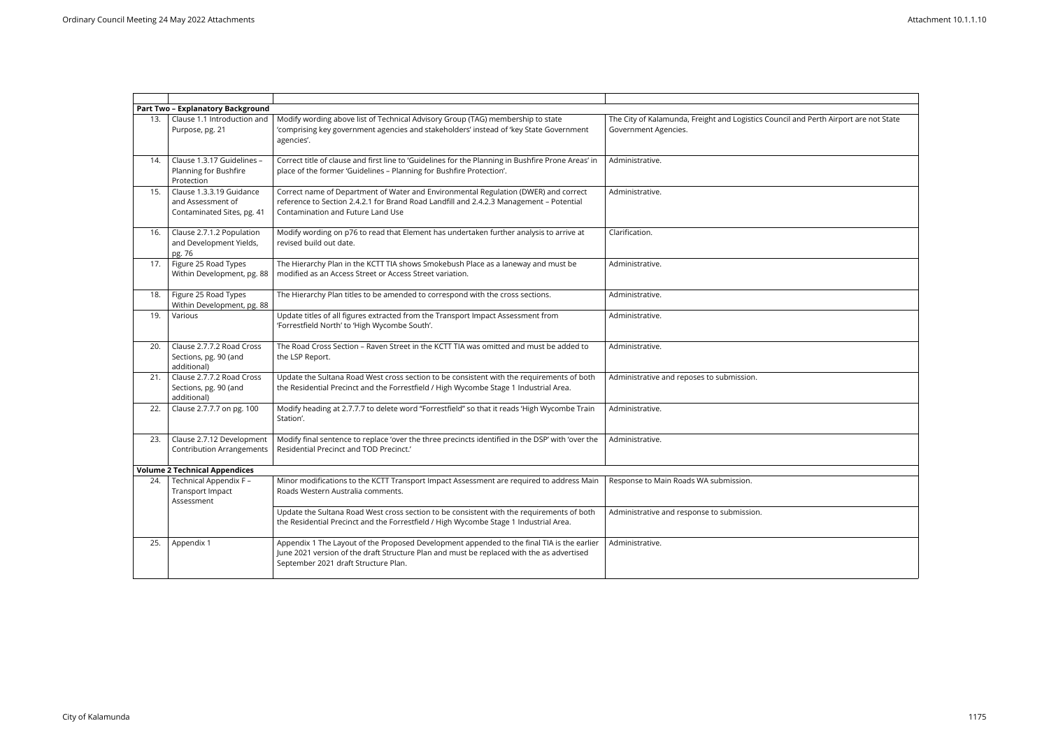| | | | |
|---|---|---|---|
| **Part Two – Explanatory Background** | | | |
| 13. | Clause 1.1 Introduction and Purpose, pg. 21 | Modify wording above list of Technical Advisory Group (TAG) membership to state 'comprising key government agencies and stakeholders' instead of 'key State Government agencies'. | The City of Kalamunda, Freight and Logistics Council and Perth Airport are not State Government Agencies. |
| 14. | Clause 1.3.17 Guidelines – Planning for Bushfire Protection | Correct title of clause and first line to 'Guidelines for the Planning in Bushfire Prone Areas' in place of the former 'Guidelines – Planning for Bushfire Protection'. | Administrative. |
| 15. | Clause 1.3.3.19 Guidance and Assessment of Contaminated Sites, pg. 41 | Correct name of Department of Water and Environmental Regulation (DWER) and correct reference to Section 2.4.2.1 for Brand Road Landfill and 2.4.2.3 Management – Potential Contamination and Future Land Use | Administrative. |
| 16. | Clause 2.7.1.2 Population and Development Yields, pg. 76 | Modify wording on p76 to read that Element has undertaken further analysis to arrive at revised build out date. | Clarification. |
| 17. | Figure 25 Road Types Within Development, pg. 88 | The Hierarchy Plan in the KCTT TIA shows Smokebush Place as a laneway and must be modified as an Access Street or Access Street variation. | Administrative. |
| 18. | Figure 25 Road Types Within Development, pg. 88 | The Hierarchy Plan titles to be amended to correspond with the cross sections. | Administrative. |
| 19. | Various | Update titles of all figures extracted from the Transport Impact Assessment from 'Forrestfield North' to 'High Wycombe South'. | Administrative. |
| 20. | Clause 2.7.7.2 Road Cross Sections, pg. 90 (and additional) | The Road Cross Section – Raven Street in the KCTT TIA was omitted and must be added to the LSP Report. | Administrative. |
| 21. | Clause 2.7.7.2 Road Cross Sections, pg. 90 (and additional) | Update the Sultana Road West cross section to be consistent with the requirements of both the Residential Precinct and the Forrestfield / High Wycombe Stage 1 Industrial Area. | Administrative and reposes to submission. |
| 22. | Clause 2.7.7.7 on pg. 100 | Modify heading at 2.7.7.7 to delete word "Forrestfield" so that it reads 'High Wycombe Train Station'. | Administrative. |
| 23. | Clause 2.7.12 Development Contribution Arrangements | Modify final sentence to replace 'over the three precincts identified in the DSP' with 'over the Residential Precinct and TOD Precinct.' | Administrative. |
| **Volume 2 Technical Appendices** | | | |
| 24. | Technical Appendix F – Transport Impact Assessment | Minor modifications to the KCTT Transport Impact Assessment are required to address Main Roads Western Australia comments. | Response to Main Roads WA submission. |
| | | Update the Sultana Road West cross section to be consistent with the requirements of both the Residential Precinct and the Forrestfield / High Wycombe Stage 1 Industrial Area. | Administrative and response to submission. |
| 25. | Appendix 1 | Appendix 1 The Layout of the Proposed Development appended to the final TIA is the earlier June 2021 version of the draft Structure Plan and must be replaced with the as advertised September 2021 draft Structure Plan. | Administrative. |